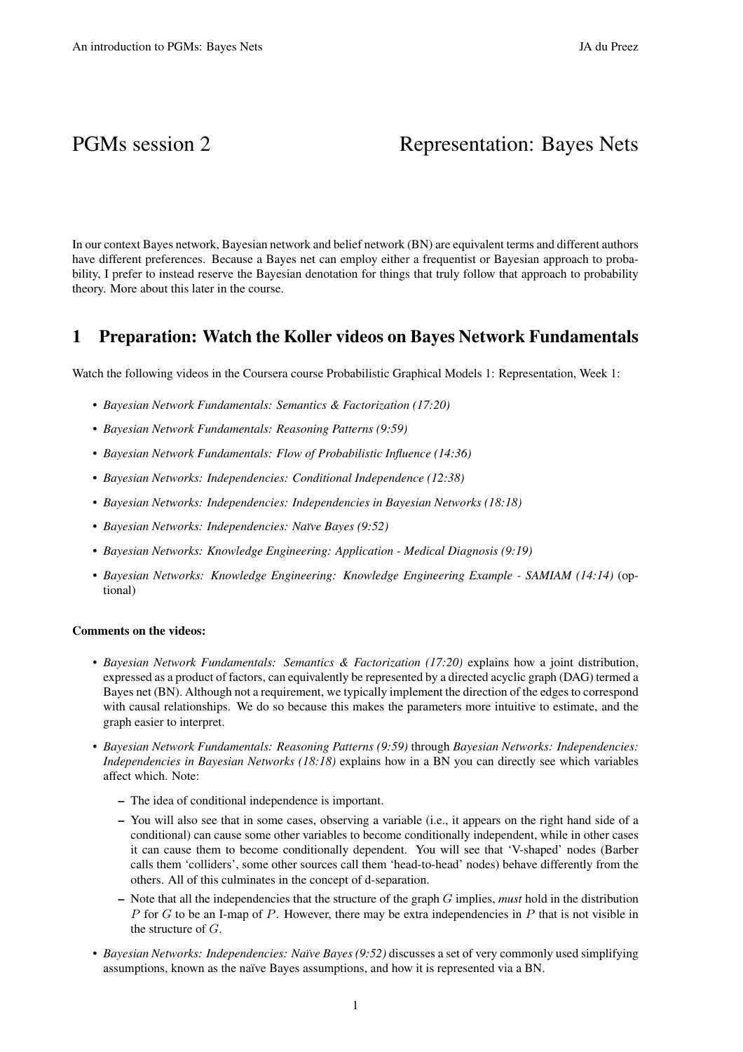# PGMs session 2 — Representation: Bayes Nets

In our context Bayes network, Bayesian network and belief network (BN) are equivalent terms and different authors have different preferences. Because a Bayes net can employ either a frequentist or Bayesian approach to probability, I prefer to instead reserve the Bayesian denotation for things that truly follow that approach to probability theory. More about this later in the course.

## 1 Preparation: Watch the Koller videos on Bayes Network Fundamentals

Watch the following videos in the Coursera course Probabilistic Graphical Models 1: Representation, Week 1:

- *Bayesian Network Fundamentals: Semantics & Factorization (17:20)*
- *Bayesian Network Fundamentals: Reasoning Patterns (9:59)*
- *Bayesian Network Fundamentals: Flow of Probabilistic Influence (14:36)*
- *Bayesian Networks: Independencies: Conditional Independence (12:38)*
- *Bayesian Networks: Independencies: Independencies in Bayesian Networks (18:18)*
- *Bayesian Networks: Independencies: Naïve Bayes (9:52)*
- *Bayesian Networks: Knowledge Engineering: Application - Medical Diagnosis (9:19)*
- *Bayesian Networks: Knowledge Engineering: Knowledge Engineering Example - SAMIAM (14:14)* (optional)

**Comments on the videos:**

- *Bayesian Network Fundamentals: Semantics & Factorization (17:20)* explains how a joint distribution, expressed as a product of factors, can equivalently be represented by a directed acyclic graph (DAG) termed a Bayes net (BN). Although not a requirement, we typically implement the direction of the edges to correspond with causal relationships. We do so because this makes the parameters more intuitive to estimate, and the graph easier to interpret.
- *Bayesian Network Fundamentals: Reasoning Patterns (9:59)* through *Bayesian Networks: Independencies: Independencies in Bayesian Networks (18:18)* explains how in a BN you can directly see which variables affect which. Note:
  - The idea of conditional independence is important.
  - You will also see that in some cases, observing a variable (i.e., it appears on the right hand side of a conditional) can cause some other variables to become conditionally independent, while in other cases it can cause them to become conditionally dependent. You will see that 'V-shaped' nodes (Barber calls them 'colliders', some other sources call them 'head-to-head' nodes) behave differently from the others. All of this culminates in the concept of d-separation.
  - Note that all the independencies that the structure of the graph $G$ implies, *must* hold in the distribution $P$ for $G$ to be an I-map of $P$. However, there may be extra independencies in $P$ that is not visible in the structure of $G$.
- *Bayesian Networks: Independencies: Naïve Bayes (9:52)* discusses a set of very commonly used simplifying assumptions, known as the naïve Bayes assumptions, and how it is represented via a BN.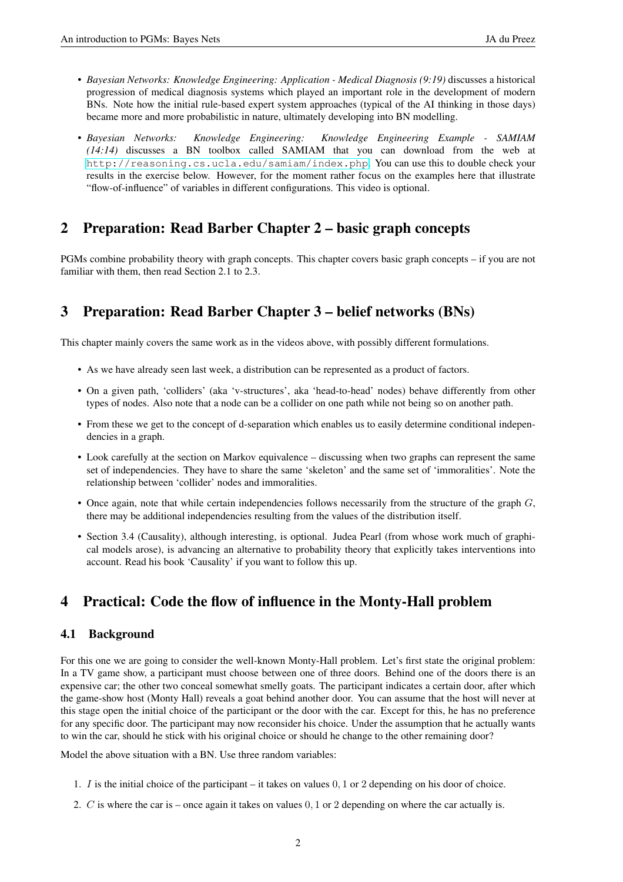- *Bayesian Networks: Knowledge Engineering: Application - Medical Diagnosis (9:19)* discusses a historical progression of medical diagnosis systems which played an important role in the development of modern BNs. Note how the initial rule-based expert system approaches (typical of the AI thinking in those days) became more and more probabilistic in nature, ultimately developing into BN modelling.
- *Bayesian Networks: Knowledge Engineering: Knowledge Engineering Example - SAMIAM (14:14)* discusses a BN toolbox called SAMIAM that you can download from the web at http://reasoning.cs.ucla.edu/samiam/index.php. You can use this to double check your results in the exercise below. However, for the moment rather focus on the examples here that illustrate "flow-of-influence" of variables in different configurations. This video is optional.

## 2 Preparation: Read Barber Chapter 2 – basic graph concepts

PGMs combine probability theory with graph concepts. This chapter covers basic graph concepts – if you are not familiar with them, then read Section 2.1 to 2.3.

## 3 Preparation: Read Barber Chapter 3 – belief networks (BNs)

This chapter mainly covers the same work as in the videos above, with possibly different formulations.

- As we have already seen last week, a distribution can be represented as a product of factors.
- On a given path, 'colliders' (aka 'v-structures', aka 'head-to-head' nodes) behave differently from other types of nodes. Also note that a node can be a collider on one path while not being so on another path.
- From these we get to the concept of d-separation which enables us to easily determine conditional independencies in a graph.
- Look carefully at the section on Markov equivalence – discussing when two graphs can represent the same set of independencies. They have to share the same 'skeleton' and the same set of 'immoralities'. Note the relationship between 'collider' nodes and immoralities.
- Once again, note that while certain independencies follows necessarily from the structure of the graph $G$, there may be additional independencies resulting from the values of the distribution itself.
- Section 3.4 (Causality), although interesting, is optional. Judea Pearl (from whose work much of graphical models arose), is advancing an alternative to probability theory that explicitly takes interventions into account. Read his book 'Causality' if you want to follow this up.

## 4 Practical: Code the flow of influence in the Monty-Hall problem

### 4.1 Background

For this one we are going to consider the well-known Monty-Hall problem. Let's first state the original problem: In a TV game show, a participant must choose between one of three doors. Behind one of the doors there is an expensive car; the other two conceal somewhat smelly goats. The participant indicates a certain door, after which the game-show host (Monty Hall) reveals a goat behind another door. You can assume that the host will never at this stage open the initial choice of the participant or the door with the car. Except for this, he has no preference for any specific door. The participant may now reconsider his choice. Under the assumption that he actually wants to win the car, should he stick with his original choice or should he change to the other remaining door?

Model the above situation with a BN. Use three random variables:

1. $I$ is the initial choice of the participant – it takes on values $0, 1$ or $2$ depending on his door of choice.
2. $C$ is where the car is – once again it takes on values $0, 1$ or $2$ depending on where the car actually is.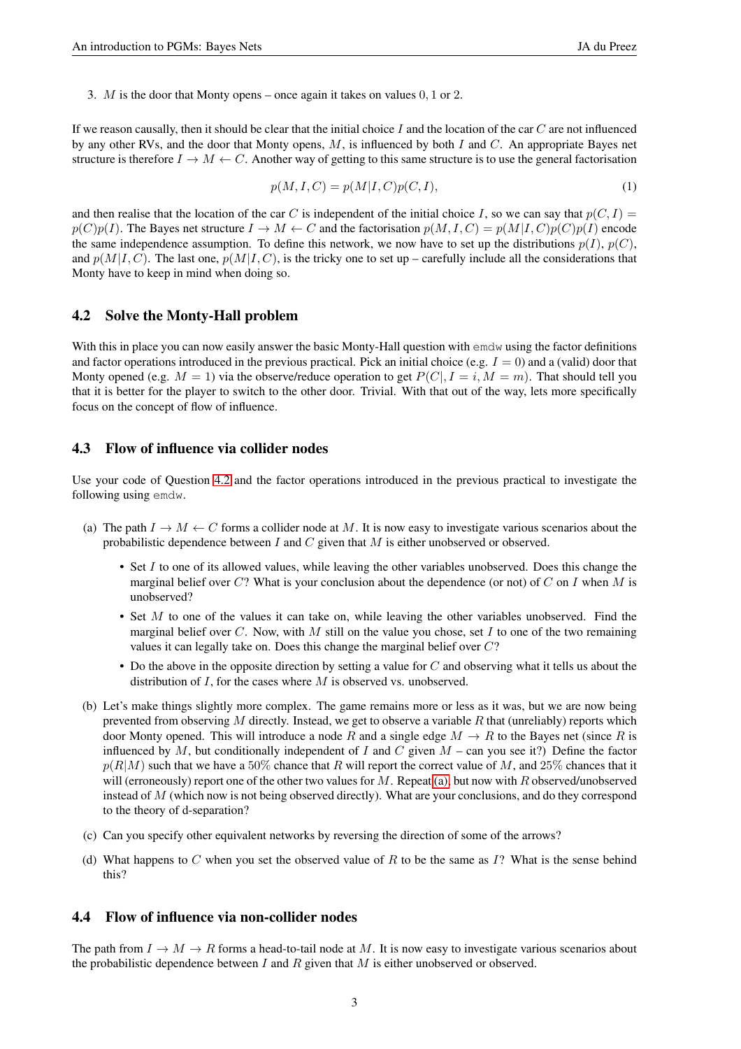3. $M$ is the door that Monty opens – once again it takes on values $0, 1$ or $2$.

If we reason causally, then it should be clear that the initial choice $I$ and the location of the car $C$ are not influenced by any other RVs, and the door that Monty opens, $M$, is influenced by both $I$ and $C$. An appropriate Bayes net structure is therefore $I \rightarrow M \leftarrow C$. Another way of getting to this same structure is to use the general factorisation

$$p(M, I, C) = p(M|I, C)p(C, I), \tag{1}$$

and then realise that the location of the car $C$ is independent of the initial choice $I$, so we can say that $p(C, I) = p(C)p(I)$. The Bayes net structure $I \rightarrow M \leftarrow C$ and the factorisation $p(M, I, C) = p(M|I, C)p(C)p(I)$ encode the same independence assumption. To define this network, we now have to set up the distributions $p(I)$, $p(C)$, and $p(M|I, C)$. The last one, $p(M|I, C)$, is the tricky one to set up – carefully include all the considerations that Monty have to keep in mind when doing so.

## 4.2 Solve the Monty-Hall problem

With this in place you can now easily answer the basic Monty-Hall question with `emdw` using the factor definitions and factor operations introduced in the previous practical. Pick an initial choice (e.g. $I = 0$) and a (valid) door that Monty opened (e.g. $M = 1$) via the observe/reduce operation to get $P(C|, I = i, M = m)$. That should tell you that it is better for the player to switch to the other door. Trivial. With that out of the way, lets more specifically focus on the concept of flow of influence.

## 4.3 Flow of influence via collider nodes

Use your code of Question 4.2 and the factor operations introduced in the previous practical to investigate the following using `emdw`.

(a) The path $I \rightarrow M \leftarrow C$ forms a collider node at $M$. It is now easy to investigate various scenarios about the probabilistic dependence between $I$ and $C$ given that $M$ is either unobserved or observed.

- Set $I$ to one of its allowed values, while leaving the other variables unobserved. Does this change the marginal belief over $C$? What is your conclusion about the dependence (or not) of $C$ on $I$ when $M$ is unobserved?
- Set $M$ to one of the values it can take on, while leaving the other variables unobserved. Find the marginal belief over $C$. Now, with $M$ still on the value you chose, set $I$ to one of the two remaining values it can legally take on. Does this change the marginal belief over $C$?
- Do the above in the opposite direction by setting a value for $C$ and observing what it tells us about the distribution of $I$, for the cases where $M$ is observed vs. unobserved.

(b) Let's make things slightly more complex. The game remains more or less as it was, but we are now being prevented from observing $M$ directly. Instead, we get to observe a variable $R$ that (unreliably) reports which door Monty opened. This will introduce a node $R$ and a single edge $M \rightarrow R$ to the Bayes net (since $R$ is influenced by $M$, but conditionally independent of $I$ and $C$ given $M$ – can you see it?) Define the factor $p(R|M)$ such that we have a $50\%$ chance that $R$ will report the correct value of $M$, and $25\%$ chances that it will (erroneously) report one of the other two values for $M$. Repeat (a), but now with $R$ observed/unobserved instead of $M$ (which now is not being observed directly). What are your conclusions, and do they correspond to the theory of d-separation?

(c) Can you specify other equivalent networks by reversing the direction of some of the arrows?

(d) What happens to $C$ when you set the observed value of $R$ to be the same as $I$? What is the sense behind this?

## 4.4 Flow of influence via non-collider nodes

The path from $I \rightarrow M \rightarrow R$ forms a head-to-tail node at $M$. It is now easy to investigate various scenarios about the probabilistic dependence between $I$ and $R$ given that $M$ is either unobserved or observed.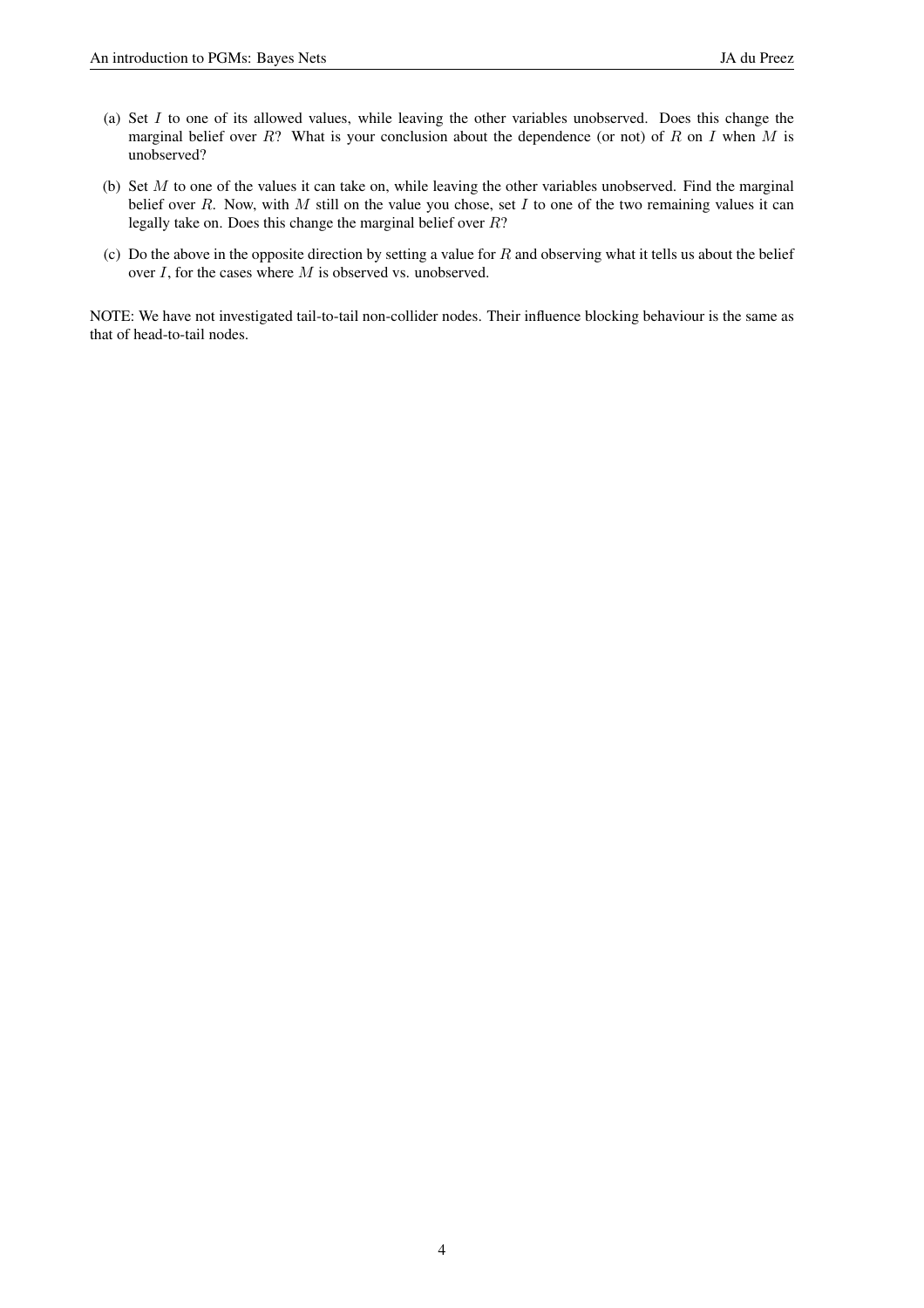(a) Set $I$ to one of its allowed values, while leaving the other variables unobserved. Does this change the marginal belief over $R$? What is your conclusion about the dependence (or not) of $R$ on $I$ when $M$ is unobserved?

(b) Set $M$ to one of the values it can take on, while leaving the other variables unobserved. Find the marginal belief over $R$. Now, with $M$ still on the value you chose, set $I$ to one of the two remaining values it can legally take on. Does this change the marginal belief over $R$?

(c) Do the above in the opposite direction by setting a value for $R$ and observing what it tells us about the belief over $I$, for the cases where $M$ is observed vs. unobserved.

NOTE: We have not investigated tail-to-tail non-collider nodes. Their influence blocking behaviour is the same as that of head-to-tail nodes.